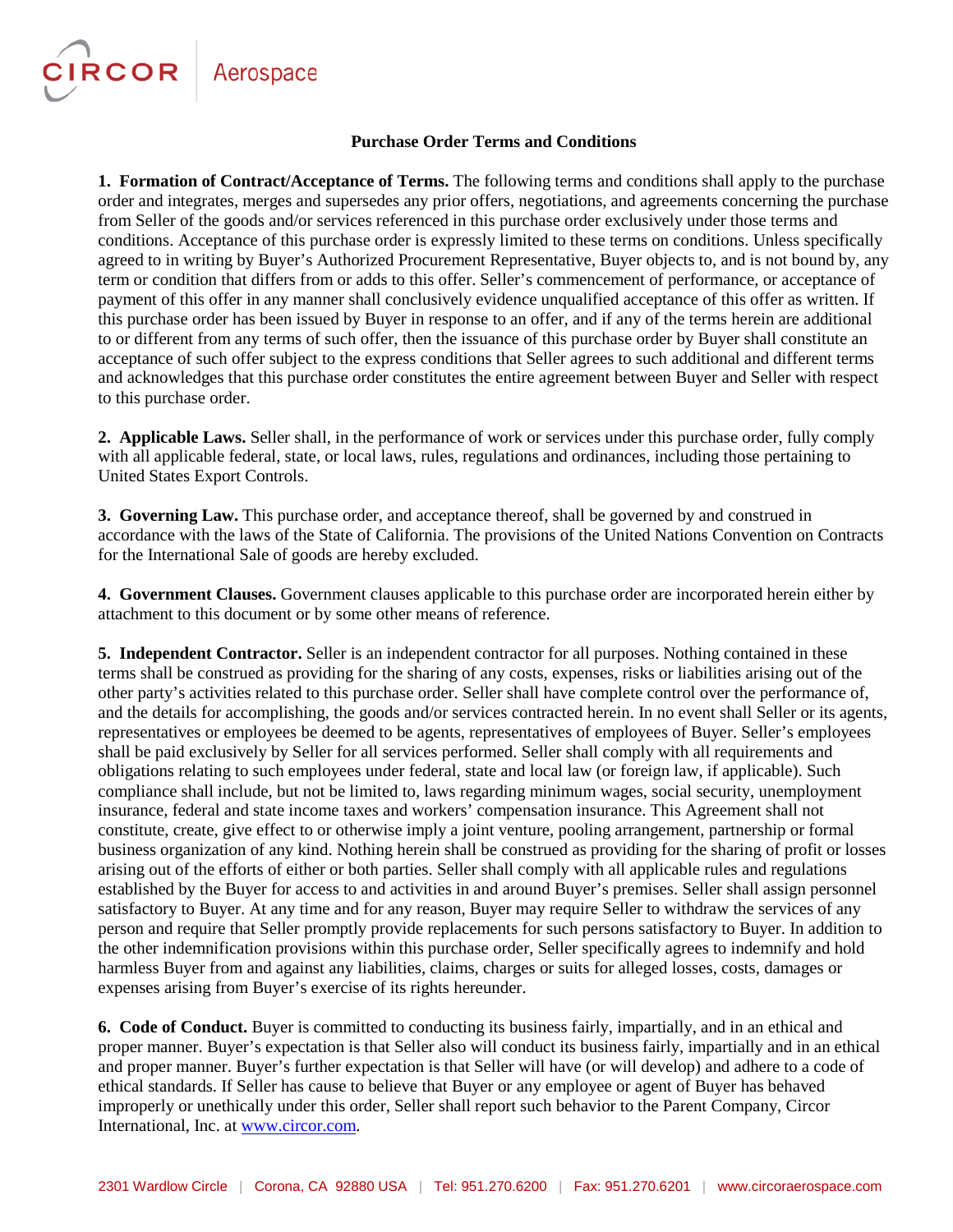CIRCOR Aerospace

# Purchase Order Terms and Conditions

**1. Formation of Contract/Acceptance of Terms.** The following terms and conditions shall apply to the purchase order and integrates, merges and supersedes any prior offers, negotiations, and agreements concerning the purchase from Seller of the goods and/or services referenced in this purchase order exclusively under those terms and conditions. Acceptance of this purchase order is expressly limited to these terms on conditions. Unless specifically agreed to in writing by Buyer's Authorized Procurement Representative, Buyer objects to, and is not bound by, any term or condition that differs from or adds to this offer. Seller's commencement of performance, or acceptance of payment of this offer in any manner shall conclusively evidence unqualified acceptance of this offer as written. If this purchase order has been issued by Buyer in response to an offer, and if any of the terms herein are additional to or different from any terms of such offer, then the issuance of this purchase order by Buyer shall constitute an acceptance of such offer subject to the express conditions that Seller agrees to such additional and different terms and acknowledges that this purchase order constitutes the entire agreement between Buyer and Seller with respect to this purchase order.

**2. Applicable Laws.** Seller shall, in the performance of work or services under this purchase order, fully comply with all applicable federal, state, or local laws, rules, regulations and ordinances, including those pertaining to United States Export Controls.

**3. Governing Law.** This purchase order, and acceptance thereof, shall be governed by and construed in accordance with the laws of the State of California. The provisions of the United Nations Convention on Contracts for the International Sale of goods are hereby excluded.

**4. Government Clauses.** Government clauses applicable to this purchase order are incorporated herein either by attachment to this document or by some other means of reference.

**5. Independent Contractor.** Seller is an independent contractor for all purposes. Nothing contained in these terms shall be construed as providing for the sharing of any costs, expenses, risks or liabilities arising out of the other party's activities related to this purchase order. Seller shall have complete control over the performance of, and the details for accomplishing, the goods and/or services contracted herein. In no event shall Seller or its agents, representatives or employees be deemed to be agents, representatives of employees of Buyer. Seller's employees shall be paid exclusively by Seller for all services performed. Seller shall comply with all requirements and obligations relating to such employees under federal, state and local law (or foreign law, if applicable). Such compliance shall include, but not be limited to, laws regarding minimum wages, social security, unemployment insurance, federal and state income taxes and workers' compensation insurance. This Agreement shall not constitute, create, give effect to or otherwise imply a joint venture, pooling arrangement, partnership or formal business organization of any kind. Nothing herein shall be construed as providing for the sharing of profit or losses arising out of the efforts of either or both parties. Seller shall comply with all applicable rules and regulations established by the Buyer for access to and activities in and around Buyer's premises. Seller shall assign personnel satisfactory to Buyer. At any time and for any reason, Buyer may require Seller to withdraw the services of any person and require that Seller promptly provide replacements for such persons satisfactory to Buyer. In addition to the other indemnification provisions within this purchase order, Seller specifically agrees to indemnify and hold harmless Buyer from and against any liabilities, claims, charges or suits for alleged losses, costs, damages or expenses arising from Buyer's exercise of its rights hereunder.

**6. Code of Conduct.** Buyer is committed to conducting its business fairly, impartially, and in an ethical and proper manner. Buyer's expectation is that Seller also will conduct its business fairly, impartially and in an ethical and proper manner. Buyer's further expectation is that Seller will have (or will develop) and adhere to a code of ethical standards. If Seller has cause to believe that Buyer or any employee or agent of Buyer has behaved improperly or unethically under this order, Seller shall report such behavior to the Parent Company, Circor International, Inc. at [www.circor.com](http://www.circor.com).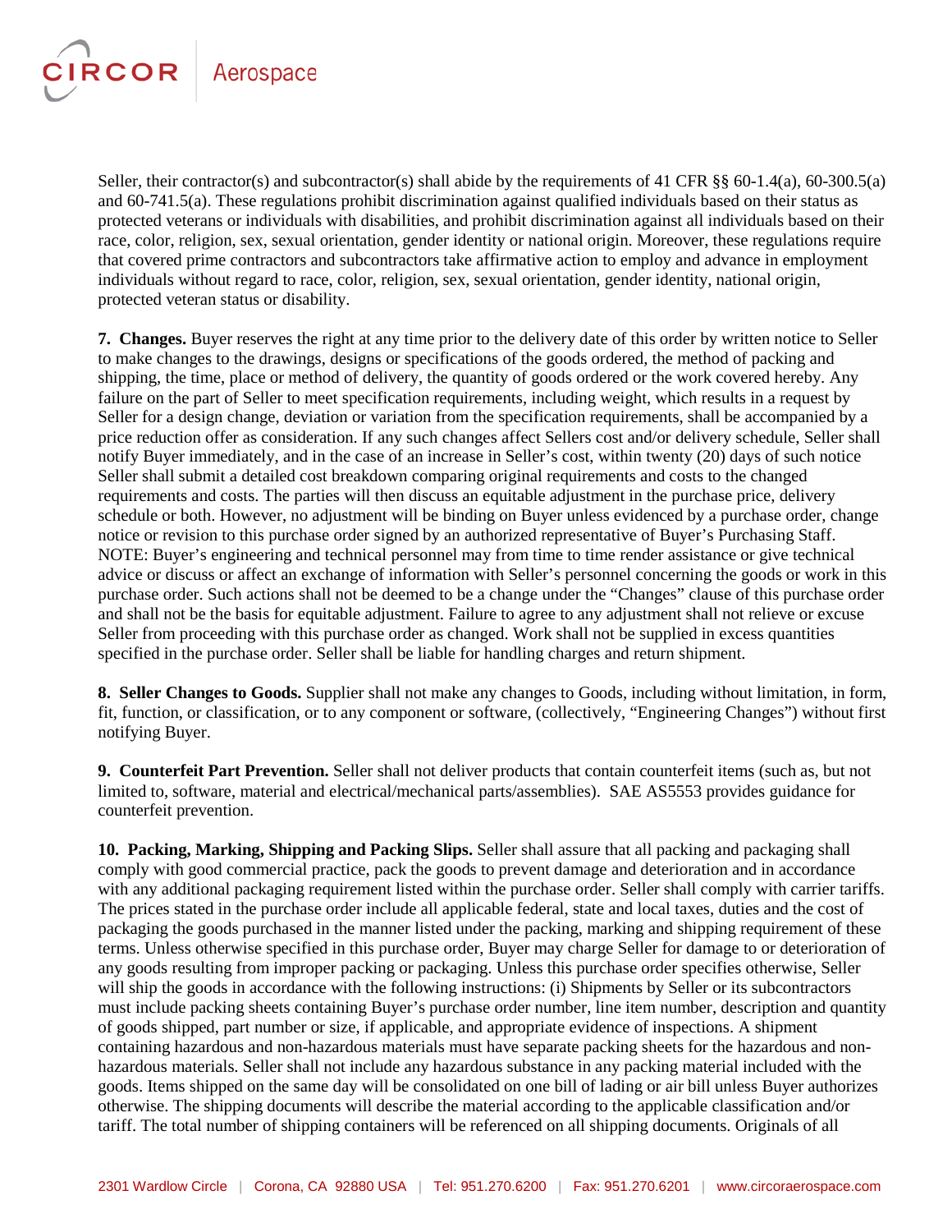Seller, their contractor(s) and subcontractor(s) shall abide by the requirements of 41 CFR §§ 60-1.4(a), 60-300.5(a) and 60-741.5(a). These regulations prohibit discrimination against qualified individuals based on their status as protected veterans or individuals with disabilities, and prohibit discrimination against all individuals based on their race, color, religion, sex, sexual orientation, gender identity or national origin. Moreover, these regulations require that covered prime contractors and subcontractors take affirmative action to employ and advance in employment individuals without regard to race, color, religion, sex, sexual orientation, gender identity, national origin, protected veteran status or disability.

**7. Changes.** Buyer reserves the right at any time prior to the delivery date of this order by written notice to Seller to make changes to the drawings, designs or specifications of the goods ordered, the method of packing and shipping, the time, place or method of delivery, the quantity of goods ordered or the work covered hereby. Any failure on the part of Seller to meet specification requirements, including weight, which results in a request by Seller for a design change, deviation or variation from the specification requirements, shall be accompanied by a price reduction offer as consideration. If any such changes affect Sellers cost and/or delivery schedule, Seller shall notify Buyer immediately, and in the case of an increase in Seller's cost, within twenty (20) days of such notice Seller shall submit a detailed cost breakdown comparing original requirements and costs to the changed requirements and costs. The parties will then discuss an equitable adjustment in the purchase price, delivery schedule or both. However, no adjustment will be binding on Buyer unless evidenced by a purchase order, change notice or revision to this purchase order signed by an authorized representative of Buyer's Purchasing Staff. NOTE: Buyer's engineering and technical personnel may from time to time render assistance or give technical advice or discuss or affect an exchange of information with Seller's personnel concerning the goods or work in this purchase order. Such actions shall not be deemed to be a change under the "Changes" clause of this purchase order and shall not be the basis for equitable adjustment. Failure to agree to any adjustment shall not relieve or excuse Seller from proceeding with this purchase order as changed. Work shall not be supplied in excess quantities specified in the purchase order. Seller shall be liable for handling charges and return shipment.

**8. Seller Changes to Goods.** Supplier shall not make any changes to Goods, including without limitation, in form, fit, function, or classification, or to any component or software, (collectively, "Engineering Changes") without first notifying Buyer.

**9. Counterfeit Part Prevention.** Seller shall not deliver products that contain counterfeit items (such as, but not limited to, software, material and electrical/mechanical parts/assemblies). SAE AS5553 provides guidance for counterfeit prevention.

**10. Packing, Marking, Shipping and Packing Slips.** Seller shall assure that all packing and packaging shall comply with good commercial practice, pack the goods to prevent damage and deterioration and in accordance with any additional packaging requirement listed within the purchase order. Seller shall comply with carrier tariffs. The prices stated in the purchase order include all applicable federal, state and local taxes, duties and the cost of packaging the goods purchased in the manner listed under the packing, marking and shipping requirement of these terms. Unless otherwise specified in this purchase order, Buyer may charge Seller for damage to or deterioration of any goods resulting from improper packing or packaging. Unless this purchase order specifies otherwise, Seller will ship the goods in accordance with the following instructions: (i) Shipments by Seller or its subcontractors must include packing sheets containing Buyer's purchase order number, line item number, description and quantity of goods shipped, part number or size, if applicable, and appropriate evidence of inspections. A shipment containing hazardous and non-hazardous materials must have separate packing sheets for the hazardous and non-hazardous materials. Seller shall not include any hazardous substance in any packing material included with the goods. Items shipped on the same day will be consolidated on one bill of lading or air bill unless Buyer authorizes otherwise. The shipping documents will describe the material according to the applicable classification and/or tariff. The total number of shipping containers will be referenced on all shipping documents. Originals of all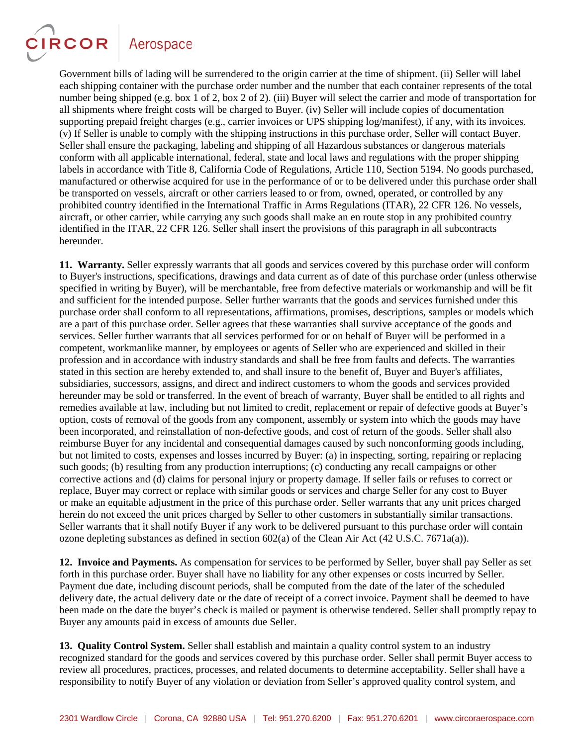Government bills of lading will be surrendered to the origin carrier at the time of shipment. (ii) Seller will label each shipping container with the purchase order number and the number that each container represents of the total number being shipped (e.g. box 1 of 2, box 2 of 2). (iii) Buyer will select the carrier and mode of transportation for all shipments where freight costs will be charged to Buyer. (iv) Seller will include copies of documentation supporting prepaid freight charges (e.g., carrier invoices or UPS shipping log/manifest), if any, with its invoices. (v) If Seller is unable to comply with the shipping instructions in this purchase order, Seller will contact Buyer. Seller shall ensure the packaging, labeling and shipping of all Hazardous substances or dangerous materials conform with all applicable international, federal, state and local laws and regulations with the proper shipping labels in accordance with Title 8, California Code of Regulations, Article 110, Section 5194. No goods purchased, manufactured or otherwise acquired for use in the performance of or to be delivered under this purchase order shall be transported on vessels, aircraft or other carriers leased to or from, owned, operated, or controlled by any prohibited country identified in the International Traffic in Arms Regulations (ITAR), 22 CFR 126. No vessels, aircraft, or other carrier, while carrying any such goods shall make an en route stop in any prohibited country identified in the ITAR, 22 CFR 126. Seller shall insert the provisions of this paragraph in all subcontracts hereunder.

**11. Warranty.** Seller expressly warrants that all goods and services covered by this purchase order will conform to Buyer's instructions, specifications, drawings and data current as of date of this purchase order (unless otherwise specified in writing by Buyer), will be merchantable, free from defective materials or workmanship and will be fit and sufficient for the intended purpose. Seller further warrants that the goods and services furnished under this purchase order shall conform to all representations, affirmations, promises, descriptions, samples or models which are a part of this purchase order. Seller agrees that these warranties shall survive acceptance of the goods and services. Seller further warrants that all services performed for or on behalf of Buyer will be performed in a competent, workmanlike manner, by employees or agents of Seller who are experienced and skilled in their profession and in accordance with industry standards and shall be free from faults and defects. The warranties stated in this section are hereby extended to, and shall insure to the benefit of, Buyer and Buyer's affiliates, subsidiaries, successors, assigns, and direct and indirect customers to whom the goods and services provided hereunder may be sold or transferred. In the event of breach of warranty, Buyer shall be entitled to all rights and remedies available at law, including but not limited to credit, replacement or repair of defective goods at Buyer's option, costs of removal of the goods from any component, assembly or system into which the goods may have been incorporated, and reinstallation of non-defective goods, and cost of return of the goods. Seller shall also reimburse Buyer for any incidental and consequential damages caused by such nonconforming goods including, but not limited to costs, expenses and losses incurred by Buyer: (a) in inspecting, sorting, repairing or replacing such goods; (b) resulting from any production interruptions; (c) conducting any recall campaigns or other corrective actions and (d) claims for personal injury or property damage. If seller fails or refuses to correct or replace, Buyer may correct or replace with similar goods or services and charge Seller for any cost to Buyer or make an equitable adjustment in the price of this purchase order. Seller warrants that any unit prices charged herein do not exceed the unit prices charged by Seller to other customers in substantially similar transactions. Seller warrants that it shall notify Buyer if any work to be delivered pursuant to this purchase order will contain ozone depleting substances as defined in section 602(a) of the Clean Air Act (42 U.S.C. 7671a(a)).

**12. Invoice and Payments.** As compensation for services to be performed by Seller, buyer shall pay Seller as set forth in this purchase order. Buyer shall have no liability for any other expenses or costs incurred by Seller. Payment due date, including discount periods, shall be computed from the date of the later of the scheduled delivery date, the actual delivery date or the date of receipt of a correct invoice. Payment shall be deemed to have been made on the date the buyer's check is mailed or payment is otherwise tendered. Seller shall promptly repay to Buyer any amounts paid in excess of amounts due Seller.

**13. Quality Control System.** Seller shall establish and maintain a quality control system to an industry recognized standard for the goods and services covered by this purchase order. Seller shall permit Buyer access to review all procedures, practices, processes, and related documents to determine acceptability. Seller shall have a responsibility to notify Buyer of any violation or deviation from Seller's approved quality control system, and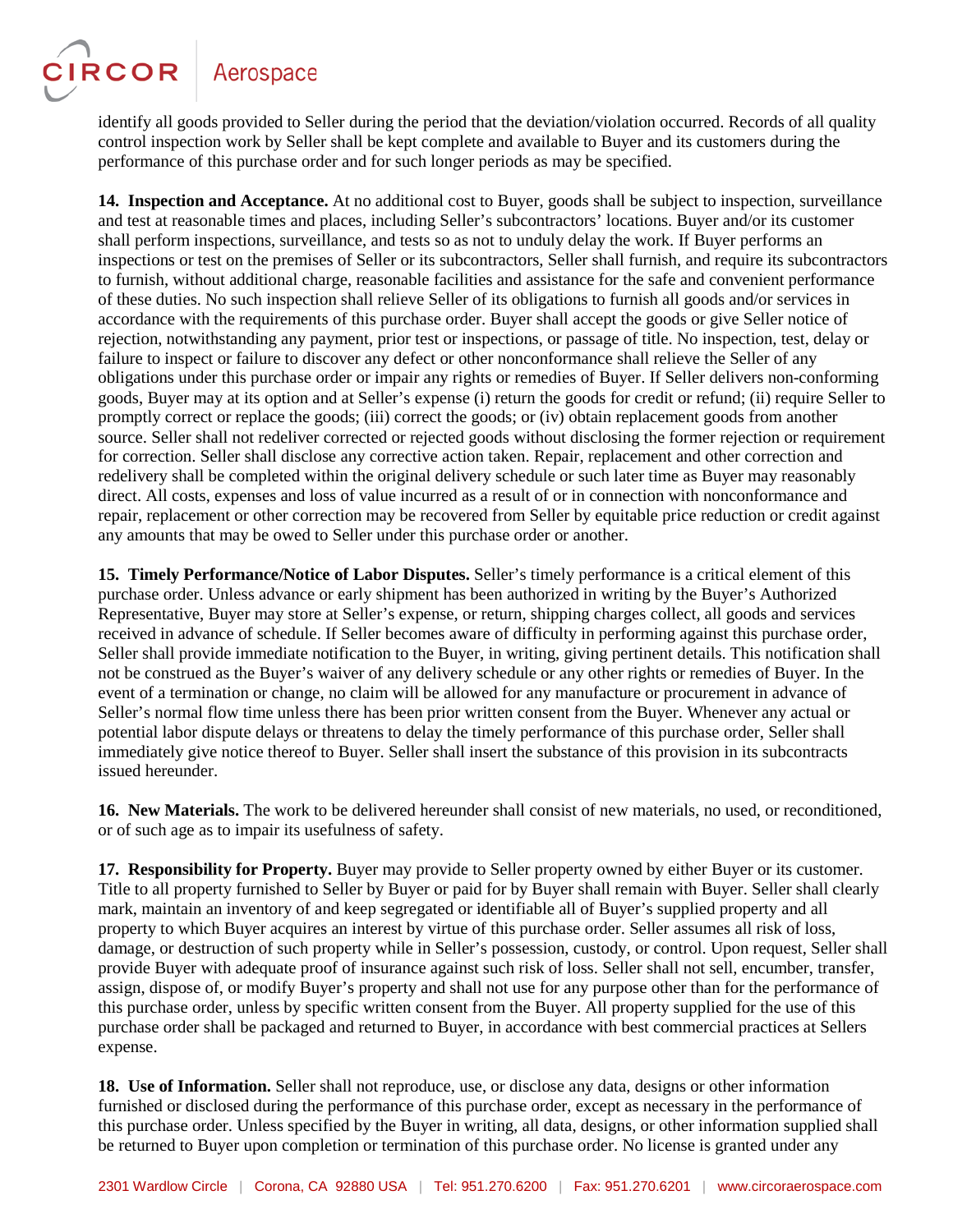identify all goods provided to Seller during the period that the deviation/violation occurred. Records of all quality control inspection work by Seller shall be kept complete and available to Buyer and its customers during the performance of this purchase order and for such longer periods as may be specified.

**14. Inspection and Acceptance.** At no additional cost to Buyer, goods shall be subject to inspection, surveillance and test at reasonable times and places, including Seller's subcontractors' locations. Buyer and/or its customer shall perform inspections, surveillance, and tests so as not to unduly delay the work. If Buyer performs an inspections or test on the premises of Seller or its subcontractors, Seller shall furnish, and require its subcontractors to furnish, without additional charge, reasonable facilities and assistance for the safe and convenient performance of these duties. No such inspection shall relieve Seller of its obligations to furnish all goods and/or services in accordance with the requirements of this purchase order. Buyer shall accept the goods or give Seller notice of rejection, notwithstanding any payment, prior test or inspections, or passage of title. No inspection, test, delay or failure to inspect or failure to discover any defect or other nonconformance shall relieve the Seller of any obligations under this purchase order or impair any rights or remedies of Buyer. If Seller delivers non-conforming goods, Buyer may at its option and at Seller's expense (i) return the goods for credit or refund; (ii) require Seller to promptly correct or replace the goods; (iii) correct the goods; or (iv) obtain replacement goods from another source. Seller shall not redeliver corrected or rejected goods without disclosing the former rejection or requirement for correction. Seller shall disclose any corrective action taken. Repair, replacement and other correction and redelivery shall be completed within the original delivery schedule or such later time as Buyer may reasonably direct. All costs, expenses and loss of value incurred as a result of or in connection with nonconformance and repair, replacement or other correction may be recovered from Seller by equitable price reduction or credit against any amounts that may be owed to Seller under this purchase order or another.

**15. Timely Performance/Notice of Labor Disputes.** Seller's timely performance is a critical element of this purchase order. Unless advance or early shipment has been authorized in writing by the Buyer's Authorized Representative, Buyer may store at Seller's expense, or return, shipping charges collect, all goods and services received in advance of schedule. If Seller becomes aware of difficulty in performing against this purchase order, Seller shall provide immediate notification to the Buyer, in writing, giving pertinent details. This notification shall not be construed as the Buyer's waiver of any delivery schedule or any other rights or remedies of Buyer. In the event of a termination or change, no claim will be allowed for any manufacture or procurement in advance of Seller's normal flow time unless there has been prior written consent from the Buyer. Whenever any actual or potential labor dispute delays or threatens to delay the timely performance of this purchase order, Seller shall immediately give notice thereof to Buyer. Seller shall insert the substance of this provision in its subcontracts issued hereunder.

**16. New Materials.** The work to be delivered hereunder shall consist of new materials, no used, or reconditioned, or of such age as to impair its usefulness of safety.

**17. Responsibility for Property.** Buyer may provide to Seller property owned by either Buyer or its customer. Title to all property furnished to Seller by Buyer or paid for by Buyer shall remain with Buyer. Seller shall clearly mark, maintain an inventory of and keep segregated or identifiable all of Buyer's supplied property and all property to which Buyer acquires an interest by virtue of this purchase order. Seller assumes all risk of loss, damage, or destruction of such property while in Seller's possession, custody, or control. Upon request, Seller shall provide Buyer with adequate proof of insurance against such risk of loss. Seller shall not sell, encumber, transfer, assign, dispose of, or modify Buyer's property and shall not use for any purpose other than for the performance of this purchase order, unless by specific written consent from the Buyer. All property supplied for the use of this purchase order shall be packaged and returned to Buyer, in accordance with best commercial practices at Sellers expense.

**18. Use of Information.** Seller shall not reproduce, use, or disclose any data, designs or other information furnished or disclosed during the performance of this purchase order, except as necessary in the performance of this purchase order. Unless specified by the Buyer in writing, all data, designs, or other information supplied shall be returned to Buyer upon completion or termination of this purchase order. No license is granted under any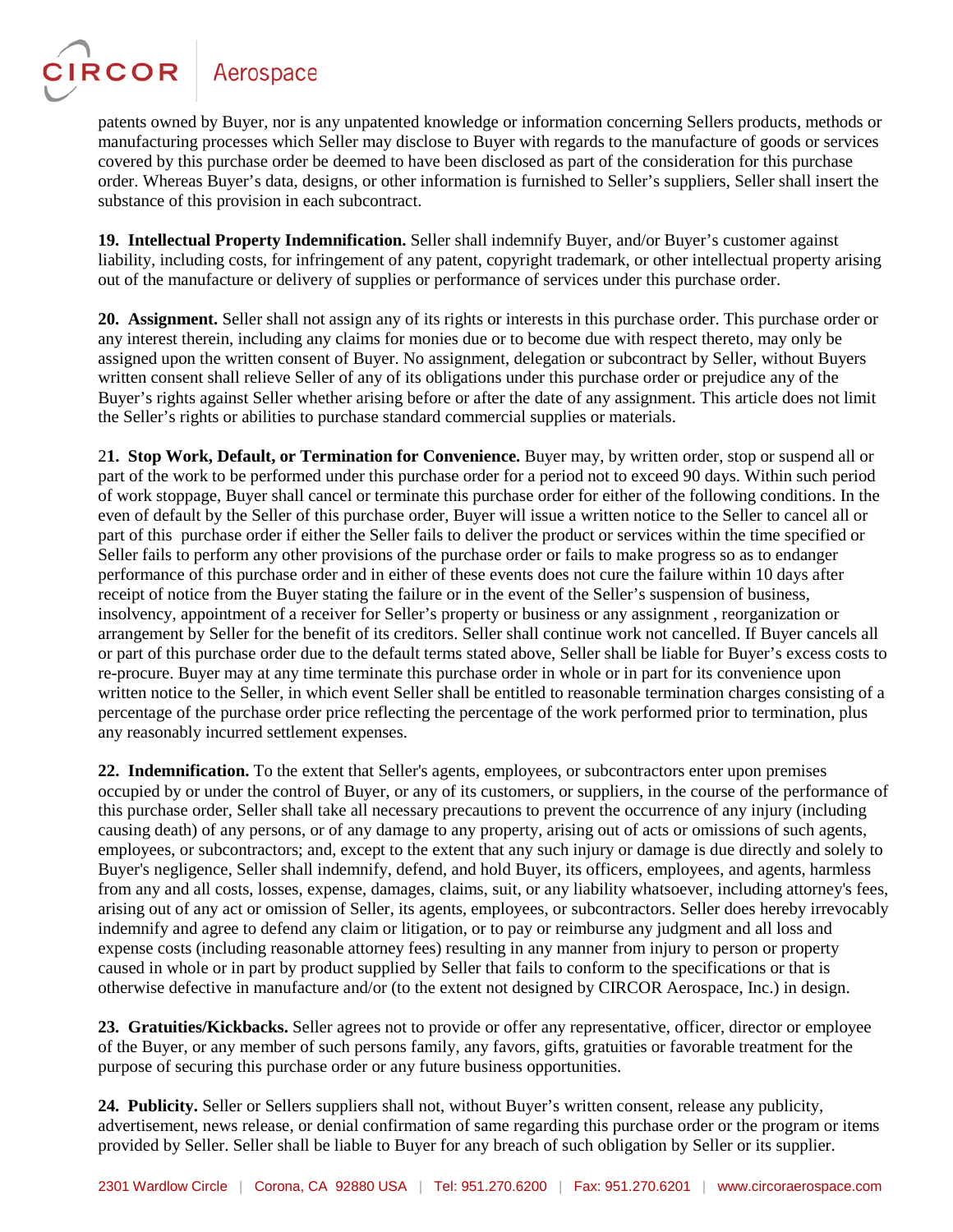patents owned by Buyer, nor is any unpatented knowledge or information concerning Sellers products, methods or manufacturing processes which Seller may disclose to Buyer with regards to the manufacture of goods or services covered by this purchase order be deemed to have been disclosed as part of the consideration for this purchase order. Whereas Buyer's data, designs, or other information is furnished to Seller's suppliers, Seller shall insert the substance of this provision in each subcontract.

**19. Intellectual Property Indemnification.** Seller shall indemnify Buyer, and/or Buyer's customer against liability, including costs, for infringement of any patent, copyright trademark, or other intellectual property arising out of the manufacture or delivery of supplies or performance of services under this purchase order.

**20. Assignment.** Seller shall not assign any of its rights or interests in this purchase order. This purchase order or any interest therein, including any claims for monies due or to become due with respect thereto, may only be assigned upon the written consent of Buyer. No assignment, delegation or subcontract by Seller, without Buyers written consent shall relieve Seller of any of its obligations under this purchase order or prejudice any of the Buyer's rights against Seller whether arising before or after the date of any assignment. This article does not limit the Seller's rights or abilities to purchase standard commercial supplies or materials.

2**1. Stop Work, Default, or Termination for Convenience.** Buyer may, by written order, stop or suspend all or part of the work to be performed under this purchase order for a period not to exceed 90 days. Within such period of work stoppage, Buyer shall cancel or terminate this purchase order for either of the following conditions. In the even of default by the Seller of this purchase order, Buyer will issue a written notice to the Seller to cancel all or part of this purchase order if either the Seller fails to deliver the product or services within the time specified or Seller fails to perform any other provisions of the purchase order or fails to make progress so as to endanger performance of this purchase order and in either of these events does not cure the failure within 10 days after receipt of notice from the Buyer stating the failure or in the event of the Seller's suspension of business, insolvency, appointment of a receiver for Seller's property or business or any assignment , reorganization or arrangement by Seller for the benefit of its creditors. Seller shall continue work not cancelled. If Buyer cancels all or part of this purchase order due to the default terms stated above, Seller shall be liable for Buyer's excess costs to re-procure. Buyer may at any time terminate this purchase order in whole or in part for its convenience upon written notice to the Seller, in which event Seller shall be entitled to reasonable termination charges consisting of a percentage of the purchase order price reflecting the percentage of the work performed prior to termination, plus any reasonably incurred settlement expenses.

**22. Indemnification.** To the extent that Seller's agents, employees, or subcontractors enter upon premises occupied by or under the control of Buyer, or any of its customers, or suppliers, in the course of the performance of this purchase order, Seller shall take all necessary precautions to prevent the occurrence of any injury (including causing death) of any persons, or of any damage to any property, arising out of acts or omissions of such agents, employees, or subcontractors; and, except to the extent that any such injury or damage is due directly and solely to Buyer's negligence, Seller shall indemnify, defend, and hold Buyer, its officers, employees, and agents, harmless from any and all costs, losses, expense, damages, claims, suit, or any liability whatsoever, including attorney's fees, arising out of any act or omission of Seller, its agents, employees, or subcontractors. Seller does hereby irrevocably indemnify and agree to defend any claim or litigation, or to pay or reimburse any judgment and all loss and expense costs (including reasonable attorney fees) resulting in any manner from injury to person or property caused in whole or in part by product supplied by Seller that fails to conform to the specifications or that is otherwise defective in manufacture and/or (to the extent not designed by CIRCOR Aerospace, Inc.) in design.

**23. Gratuities/Kickbacks.** Seller agrees not to provide or offer any representative, officer, director or employee of the Buyer, or any member of such persons family, any favors, gifts, gratuities or favorable treatment for the purpose of securing this purchase order or any future business opportunities.

**24. Publicity.** Seller or Sellers suppliers shall not, without Buyer's written consent, release any publicity, advertisement, news release, or denial confirmation of same regarding this purchase order or the program or items provided by Seller. Seller shall be liable to Buyer for any breach of such obligation by Seller or its supplier.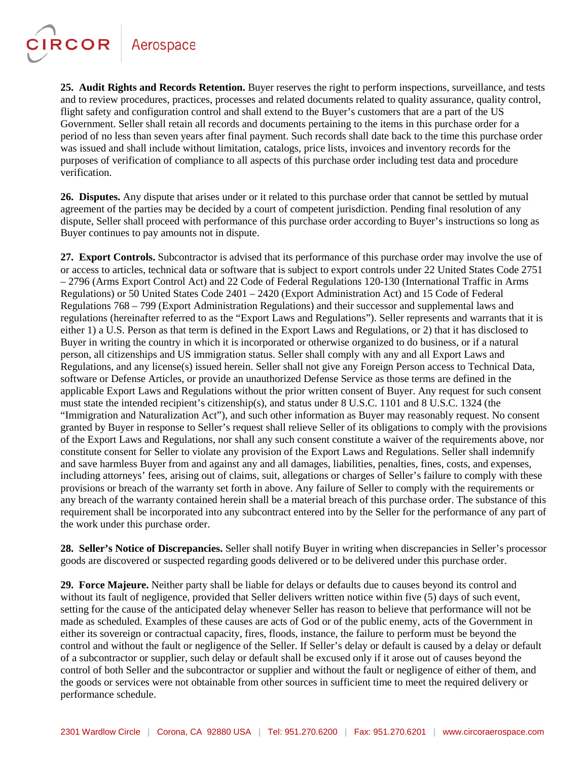**25. Audit Rights and Records Retention.** Buyer reserves the right to perform inspections, surveillance, and tests and to review procedures, practices, processes and related documents related to quality assurance, quality control, flight safety and configuration control and shall extend to the Buyer's customers that are a part of the US Government. Seller shall retain all records and documents pertaining to the items in this purchase order for a period of no less than seven years after final payment. Such records shall date back to the time this purchase order was issued and shall include without limitation, catalogs, price lists, invoices and inventory records for the purposes of verification of compliance to all aspects of this purchase order including test data and procedure verification.

**26. Disputes.** Any dispute that arises under or it related to this purchase order that cannot be settled by mutual agreement of the parties may be decided by a court of competent jurisdiction. Pending final resolution of any dispute, Seller shall proceed with performance of this purchase order according to Buyer's instructions so long as Buyer continues to pay amounts not in dispute.

**27. Export Controls.** Subcontractor is advised that its performance of this purchase order may involve the use of or access to articles, technical data or software that is subject to export controls under 22 United States Code 2751 – 2796 (Arms Export Control Act) and 22 Code of Federal Regulations 120-130 (International Traffic in Arms Regulations) or 50 United States Code 2401 – 2420 (Export Administration Act) and 15 Code of Federal Regulations 768 – 799 (Export Administration Regulations) and their successor and supplemental laws and regulations (hereinafter referred to as the "Export Laws and Regulations"). Seller represents and warrants that it is either 1) a U.S. Person as that term is defined in the Export Laws and Regulations, or 2) that it has disclosed to Buyer in writing the country in which it is incorporated or otherwise organized to do business, or if a natural person, all citizenships and US immigration status. Seller shall comply with any and all Export Laws and Regulations, and any license(s) issued herein. Seller shall not give any Foreign Person access to Technical Data, software or Defense Articles, or provide an unauthorized Defense Service as those terms are defined in the applicable Export Laws and Regulations without the prior written consent of Buyer. Any request for such consent must state the intended recipient's citizenship(s), and status under 8 U.S.C. 1101 and 8 U.S.C. 1324 (the "Immigration and Naturalization Act"), and such other information as Buyer may reasonably request. No consent granted by Buyer in response to Seller's request shall relieve Seller of its obligations to comply with the provisions of the Export Laws and Regulations, nor shall any such consent constitute a waiver of the requirements above, nor constitute consent for Seller to violate any provision of the Export Laws and Regulations. Seller shall indemnify and save harmless Buyer from and against any and all damages, liabilities, penalties, fines, costs, and expenses, including attorneys' fees, arising out of claims, suit, allegations or charges of Seller's failure to comply with these provisions or breach of the warranty set forth in above. Any failure of Seller to comply with the requirements or any breach of the warranty contained herein shall be a material breach of this purchase order. The substance of this requirement shall be incorporated into any subcontract entered into by the Seller for the performance of any part of the work under this purchase order.

**28. Seller's Notice of Discrepancies.** Seller shall notify Buyer in writing when discrepancies in Seller's processor goods are discovered or suspected regarding goods delivered or to be delivered under this purchase order.

**29. Force Majeure.** Neither party shall be liable for delays or defaults due to causes beyond its control and without its fault of negligence, provided that Seller delivers written notice within five (5) days of such event, setting for the cause of the anticipated delay whenever Seller has reason to believe that performance will not be made as scheduled. Examples of these causes are acts of God or of the public enemy, acts of the Government in either its sovereign or contractual capacity, fires, floods, instance, the failure to perform must be beyond the control and without the fault or negligence of the Seller. If Seller's delay or default is caused by a delay or default of a subcontractor or supplier, such delay or default shall be excused only if it arose out of causes beyond the control of both Seller and the subcontractor or supplier and without the fault or negligence of either of them, and the goods or services were not obtainable from other sources in sufficient time to meet the required delivery or performance schedule.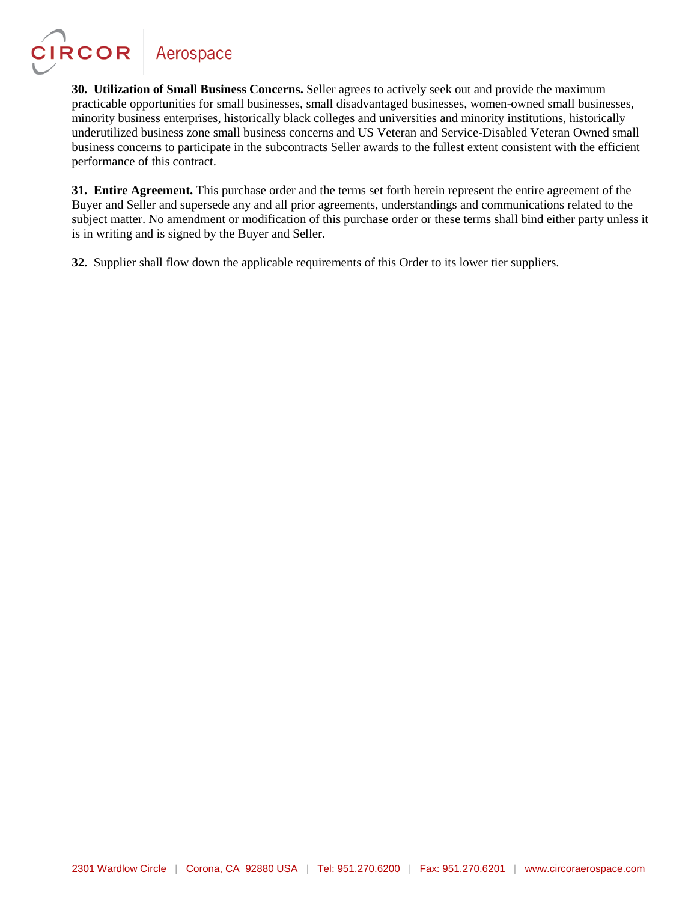**30. Utilization of Small Business Concerns.** Seller agrees to actively seek out and provide the maximum practicable opportunities for small businesses, small disadvantaged businesses, women-owned small businesses, minority business enterprises, historically black colleges and universities and minority institutions, historically underutilized business zone small business concerns and US Veteran and Service-Disabled Veteran Owned small business concerns to participate in the subcontracts Seller awards to the fullest extent consistent with the efficient performance of this contract.

**31. Entire Agreement.** This purchase order and the terms set forth herein represent the entire agreement of the Buyer and Seller and supersede any and all prior agreements, understandings and communications related to the subject matter. No amendment or modification of this purchase order or these terms shall bind either party unless it is in writing and is signed by the Buyer and Seller.

**32.** Supplier shall flow down the applicable requirements of this Order to its lower tier suppliers.